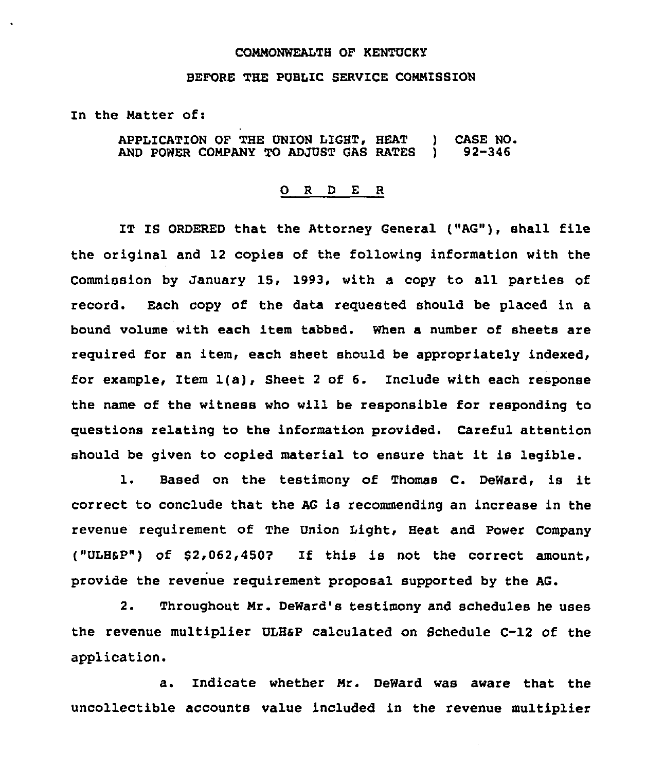COMMONWEALTH OF KENTUCKY

BEFORE THE PUBLIC SERVICE COMMISSION

In the Matter of:

APPLICATION OF THE UNION LIGHT, HEAT AND POWER COMPANY TO ADJUST GAS RATES ) CASE NO. 92-346

# O R D E R

IT IS ORDERED that the Attorney General ("AG"), shall file the original and 12 copies of the following information with the Commission by January 15, 1993, with a copy to all parties of record. Each copy of the data requested should be placed in a bound volume with each item tabbed. When a number of sheets are required for an item, each sheet should be appropriately indexed, for example, Item 1(a), Sheet 2 of 6. Include with each response the name of the witness who will be responsible for responding to questions relating to the information provided. Careful attention should be given to copied material to ensure that it is legible.

1. Based on the testimony of Thomas C. DeWard, is it correct to conclude that the AG is recommending an increase in the revenue requirement of The Union Light, Heat and Power Company ("ULH&P") of $2,062,450? If this is not the correct amount, provide the revenue requirement proposal supported by the AG.

2. Throughout Mr. DeWard's testimony and schedules he uses the revenue multiplier ULH&P calculated on Schedule C-12 of the application.

a. Indicate whether Mr. DeWard was aware that the uncollectible accounts value included in the revenue multiplier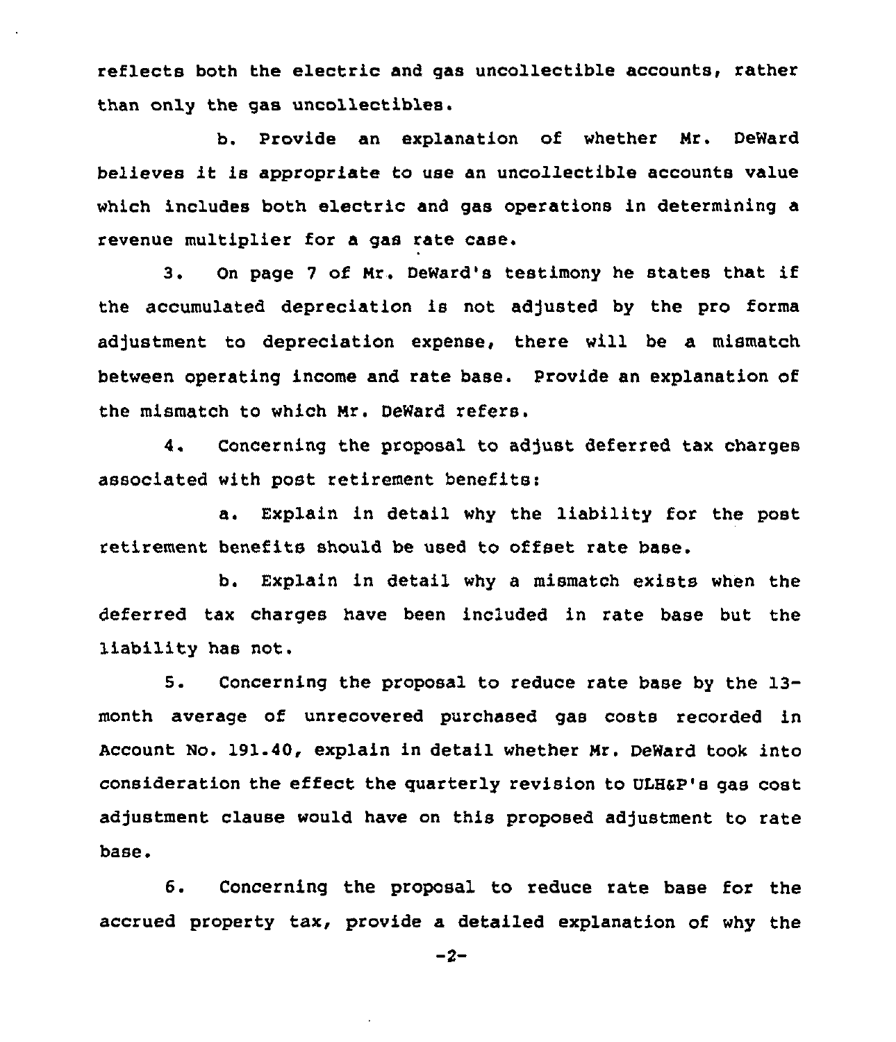reflects both the electric and gas uncollectible accounts, rather than only the gas uncollectibles.

b. Provide an explanation of whether Mr. DeWard believes it is appropriate to use an uncollectible accounts value which includes both electric and gas operations in determining a revenue multiplier for a gas rate case.

3. On page 7 of Mr. DeWard's testimony he states that if the accumulated depreciation is not adjusted by the pro forma adjustment to depreciation expense, there will be a mismatch between operating income and rate base. Provide an explanation of the mismatch to which Mr. DeWard refers.

4. Concerning the proposal to adjust deferred tax charges associated with post retirement benefits:

a. Explain in detail why the liability for the post retirement benefits should be used to offset rate base.

b. Explain in detail why a mismatch exists when the deferred tax charges have been included in rate base but the liability has not.

5. Concerning the proposal to reduce rate base by the 13-month average of unrecovered purchased gas costs recorded in Account No. 191.40, explain in detail whether Mr. DeWard took into consideration the effect the quarterly revision to ULH&P's gas cost adjustment clause would have on this proposed adjustment to rate base.

6. Concerning the proposal to reduce rate base for the accrued property tax, provide a detailed explanation of why the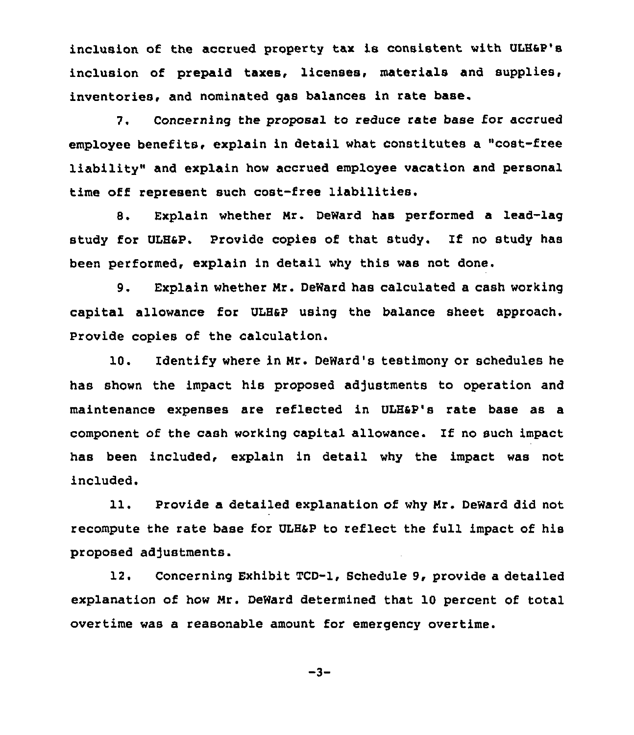inclusion of the accrued property tax is consistent with ULH&P's inclusion of prepaid taxes, licenses, materials and supplies, inventories, and nominated gas balances in rate base.

7. Concerning the proposal to reduce rate base for accrued employee benefits, explain in detail what constitutes a "cost-free liability" and explain how accrued employee vacation and personal time off represent such cost-free liabilities.

8. Explain whether Mr. DeWard has performed a lead-lag study for ULH&P. Provide copies of that study. If no study has been performed, explain in detail why this was not done.

9. Explain whether Mr. DeWard has calculated a cash working capital allowance for ULH&P using the balance sheet approach. Provide copies of the calculation.

10. Identify where in Mr. DeWard's testimony or schedules he has shown the impact his proposed adjustments to operation and maintenance expenses are reflected in ULH&P's rate base as a component of the cash working capital allowance. If no such impact has been included, explain in detail why the impact was not included.

11. Provide a detailed explanation of why Mr. DeWard did not recompute the rate base for ULH&P to reflect the full impact of his proposed adjustments.

12. Concerning Exhibit TCD-1, Schedule 9, provide a detailed explanation of how Mr. DeWard determined that 10 percent of total overtime was a reasonable amount for emergency overtime.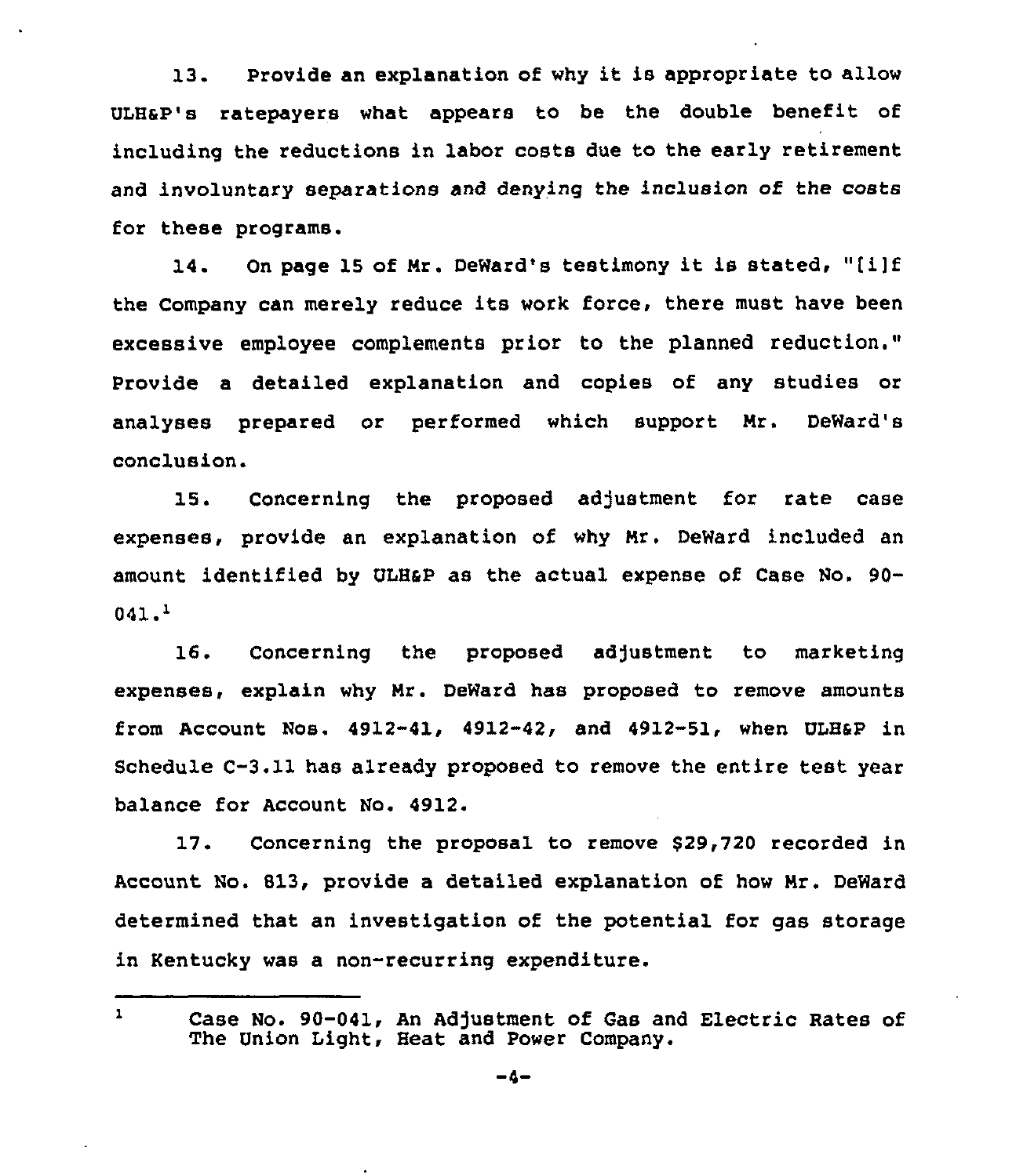13. Provide an explanation of why it is appropriate to allow ULH&P's ratepayers what appears to be the double benefit of including the reductions in labor costs due to the early retirement and involuntary separations and denying the inclusion of the costs for these programs.

14. On page 15 of Mr. DeWard's testimony it is stated, "[i]f the Company can merely reduce its work force, there must have been excessive employee complements prior to the planned reduction." Provide a detailed explanation and copies of any studies or analyses prepared or performed which support Mr. DeWard's conclusion.

15. Concerning the proposed adjustment for rate case expenses, provide an explanation of why Mr. DeWard included an amount identified by ULH&P as the actual expense of Case No. 90-041.[1]

16. Concerning the proposed adjustment to marketing expenses, explain why Mr. DeWard has proposed to remove amounts from Account Nos. 4912-41, 4912-42, and 4912-51, when ULH&P in Schedule C-3.11 has already proposed to remove the entire test year balance for Account No. 4912.

17. Concerning the proposal to remove $29,720 recorded in Account No. 813, provide a detailed explanation of how Mr. DeWard determined that an investigation of the potential for gas storage in Kentucky was a non-recurring expenditure.

---

[1] Case No. 90-041, An Adjustment of Gas and Electric Rates of The Union Light, Heat and Power Company.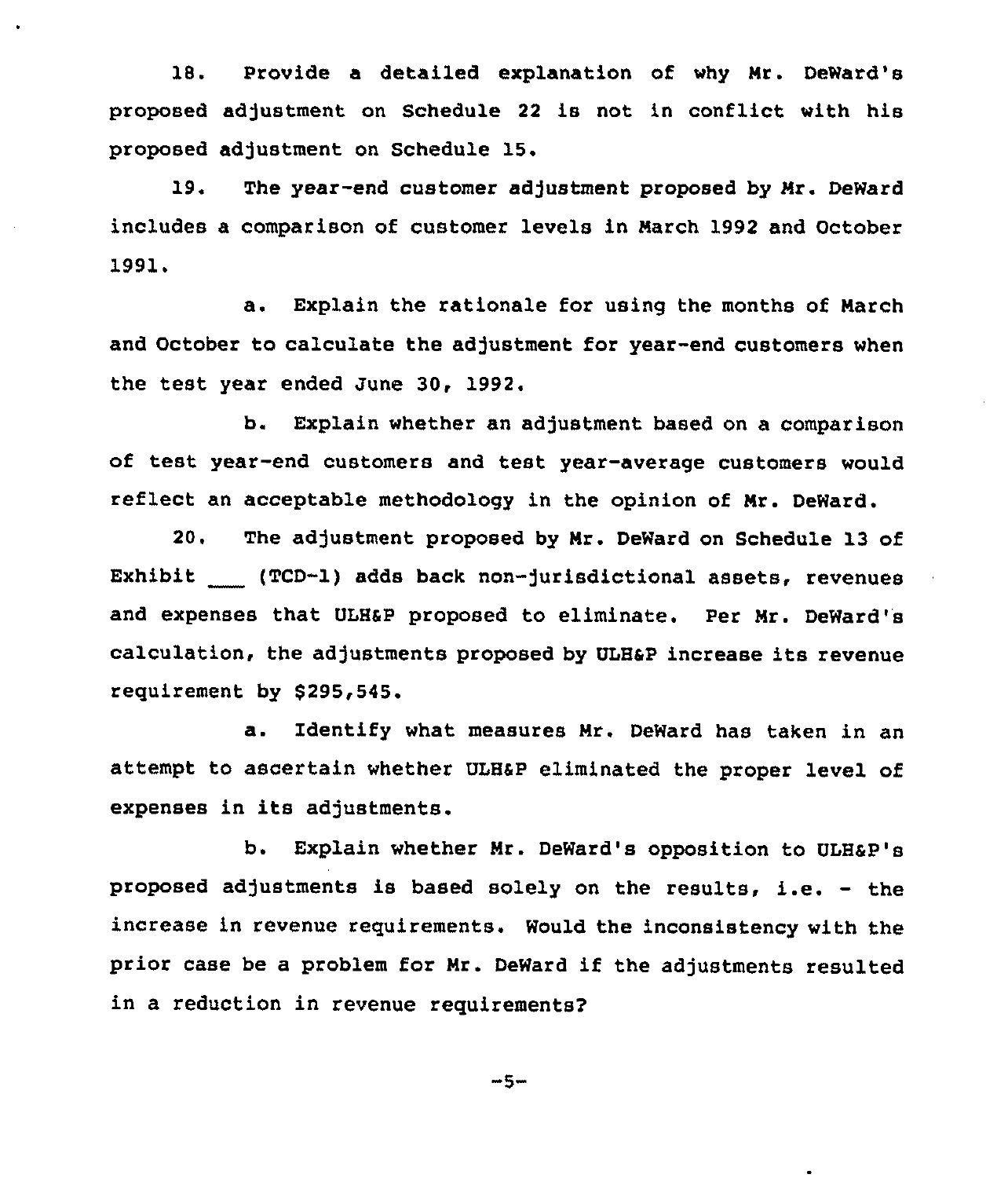18. Provide a detailed explanation of why Mr. DeWard's proposed adjustment on Schedule 22 is not in conflict with his proposed adjustment on Schedule 15.

19. The year-end customer adjustment proposed by Mr. DeWard includes a comparison of customer levels in March 1992 and October 1991.

a. Explain the rationale for using the months of March and October to calculate the adjustment for year-end customers when the test year ended June 30, 1992.

b. Explain whether an adjustment based on a comparison of test year-end customers and test year-average customers would reflect an acceptable methodology in the opinion of Mr. DeWard.

20. The adjustment proposed by Mr. DeWard on Schedule 13 of Exhibit ___ (TCD-1) adds back non-jurisdictional assets, revenues and expenses that ULH&P proposed to eliminate. Per Mr. DeWard's calculation, the adjustments proposed by ULH&P increase its revenue requirement by $295,545.

a. Identify what measures Mr. DeWard has taken in an attempt to ascertain whether ULH&P eliminated the proper level of expenses in its adjustments.

b. Explain whether Mr. DeWard's opposition to ULH&P's proposed adjustments is based solely on the results, i.e. - the increase in revenue requirements. Would the inconsistency with the prior case be a problem for Mr. DeWard if the adjustments resulted in a reduction in revenue requirements?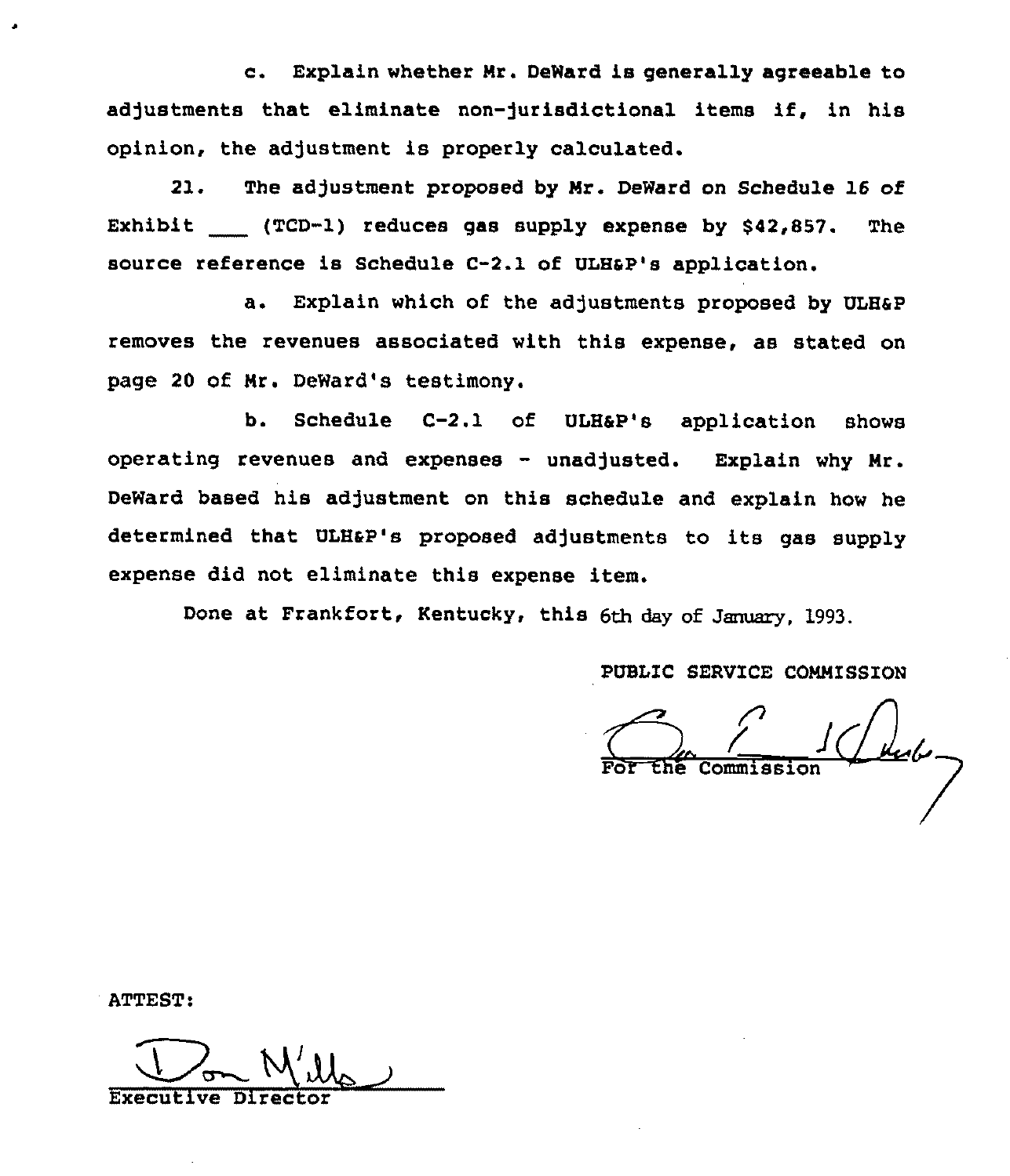c. Explain whether Mr. DeWard is generally agreeable to adjustments that eliminate non-jurisdictional items if, in his opinion, the adjustment is properly calculated.

21. The adjustment proposed by Mr. DeWard on Schedule 16 of Exhibit ___ (TCD-1) reduces gas supply expense by $42,857. The source reference is Schedule C-2.1 of ULH&P's application.

a. Explain which of the adjustments proposed by ULH&P removes the revenues associated with this expense, as stated on page 20 of Mr. DeWard's testimony.

b. Schedule C-2.1 of ULH&P's application shows operating revenues and expenses - unadjusted. Explain why Mr. DeWard based his adjustment on this schedule and explain how he determined that ULH&P's proposed adjustments to its gas supply expense did not eliminate this expense item.

Done at Frankfort, Kentucky, this 6th day of January, 1993.

PUBLIC SERVICE COMMISSION

For the Commission

ATTEST:

Executive Director